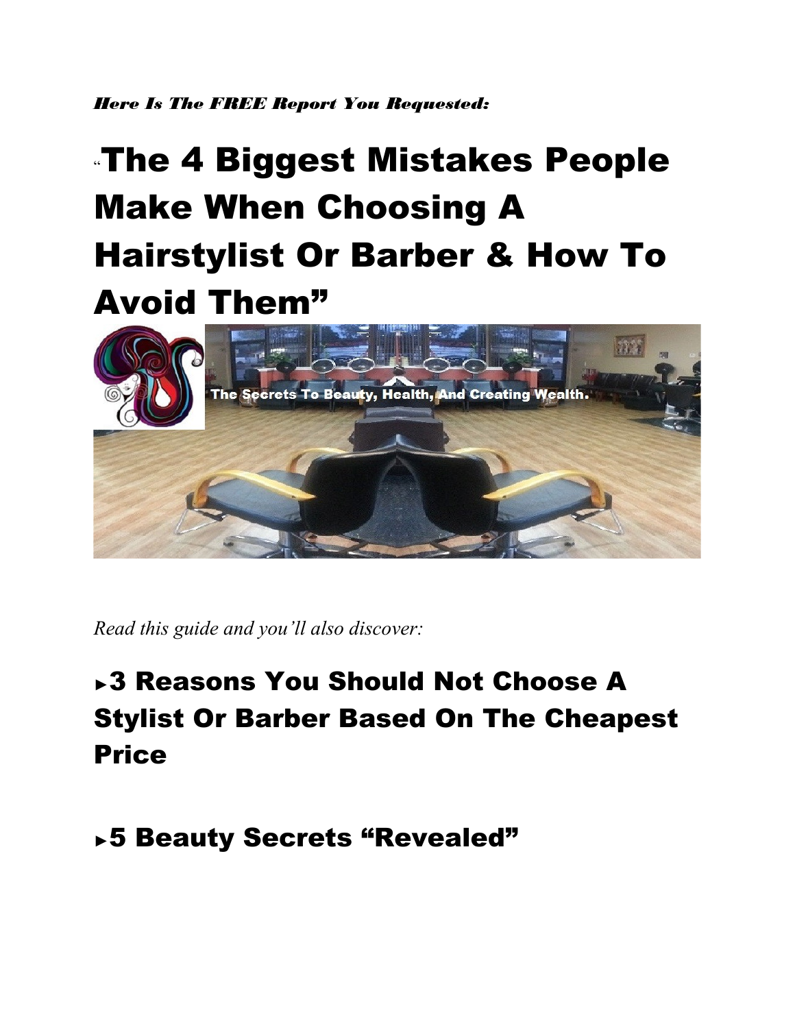***Here Is The FREE Report You Requested:***

# "The 4 Biggest Mistakes People Make When Choosing A Hairstylist Or Barber & How To Avoid Them"

*Read this guide and you'll also discover:*

## ►3 Reasons You Should Not Choose A Stylist Or Barber Based On The Cheapest Price

## ►5 Beauty Secrets "Revealed"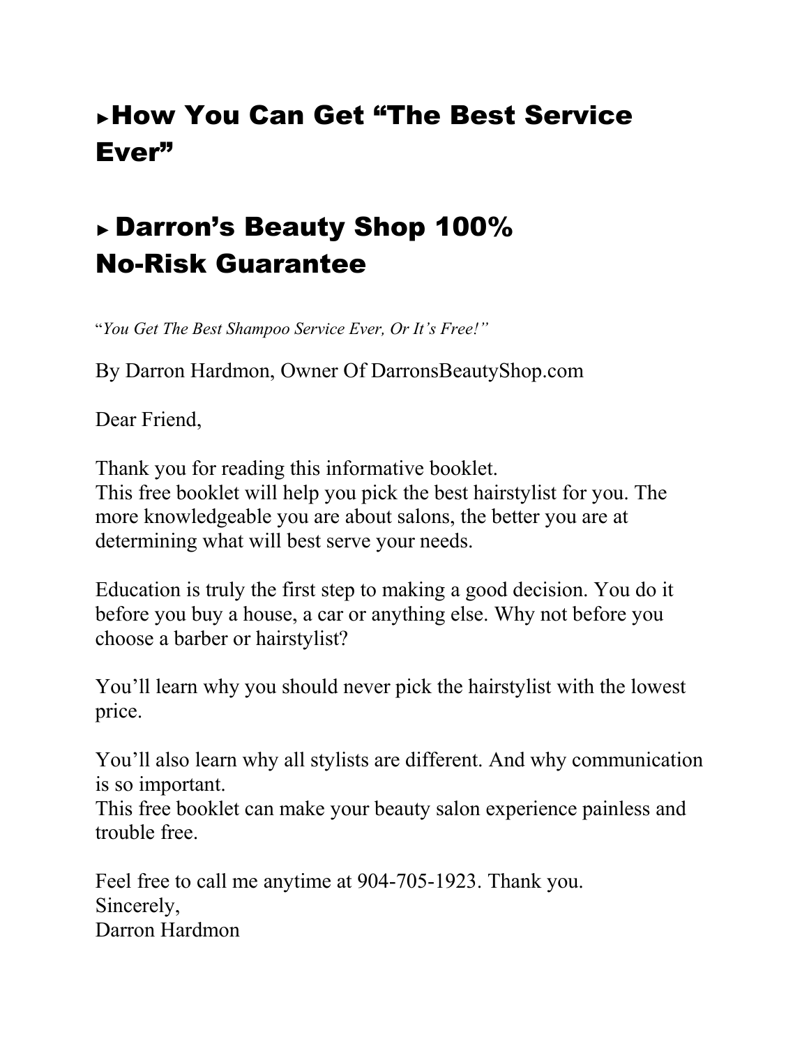## ▸How You Can Get "The Best Service Ever"

## ▸ Darron's Beauty Shop 100% No-Risk Guarantee

"*You Get The Best Shampoo Service Ever, Or It's Free!"*

By Darron Hardmon, Owner Of DarronsBeautyShop.com

Dear Friend,

Thank you for reading this informative booklet.
This free booklet will help you pick the best hairstylist for you. The more knowledgeable you are about salons, the better you are at determining what will best serve your needs.

Education is truly the first step to making a good decision. You do it before you buy a house, a car or anything else. Why not before you choose a barber or hairstylist?

You'll learn why you should never pick the hairstylist with the lowest price.

You'll also learn why all stylists are different. And why communication is so important.
This free booklet can make your beauty salon experience painless and trouble free.

Feel free to call me anytime at 904-705-1923. Thank you.
Sincerely,
Darron Hardmon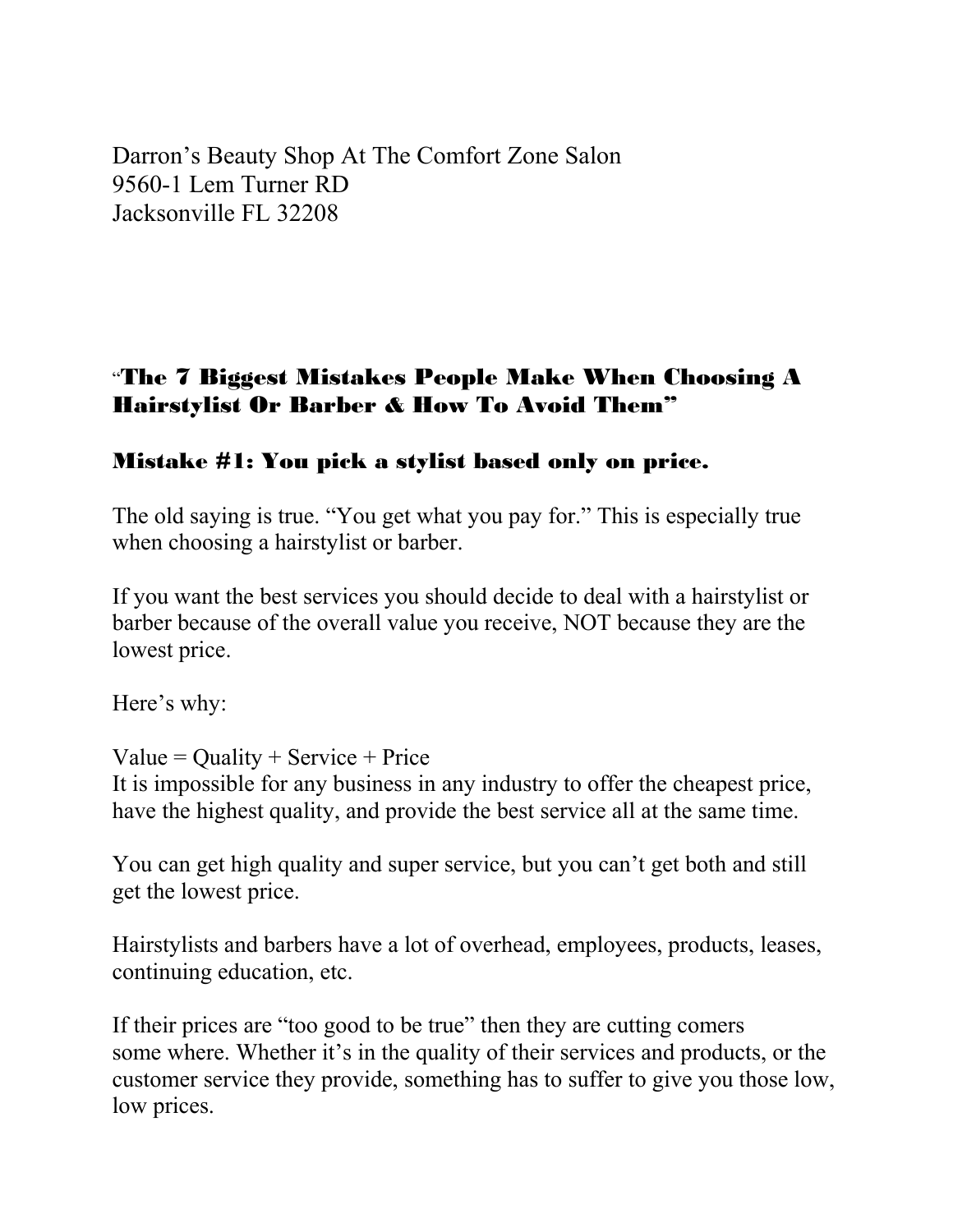Darron's Beauty Shop At The Comfort Zone Salon
9560-1 Lem Turner RD
Jacksonville FL 32208

## "The 7 Biggest Mistakes People Make When Choosing A Hairstylist Or Barber & How To Avoid Them"

### Mistake #1: You pick a stylist based only on price.

The old saying is true. "You get what you pay for." This is especially true when choosing a hairstylist or barber.

If you want the best services you should decide to deal with a hairstylist or barber because of the overall value you receive, NOT because they are the lowest price.

Here's why:

Value = Quality + Service + Price
It is impossible for any business in any industry to offer the cheapest price, have the highest quality, and provide the best service all at the same time.

You can get high quality and super service, but you can't get both and still get the lowest price.

Hairstylists and barbers have a lot of overhead, employees, products, leases, continuing education, etc.

If their prices are "too good to be true" then they are cutting comers some where. Whether it's in the quality of their services and products, or the customer service they provide, something has to suffer to give you those low, low prices.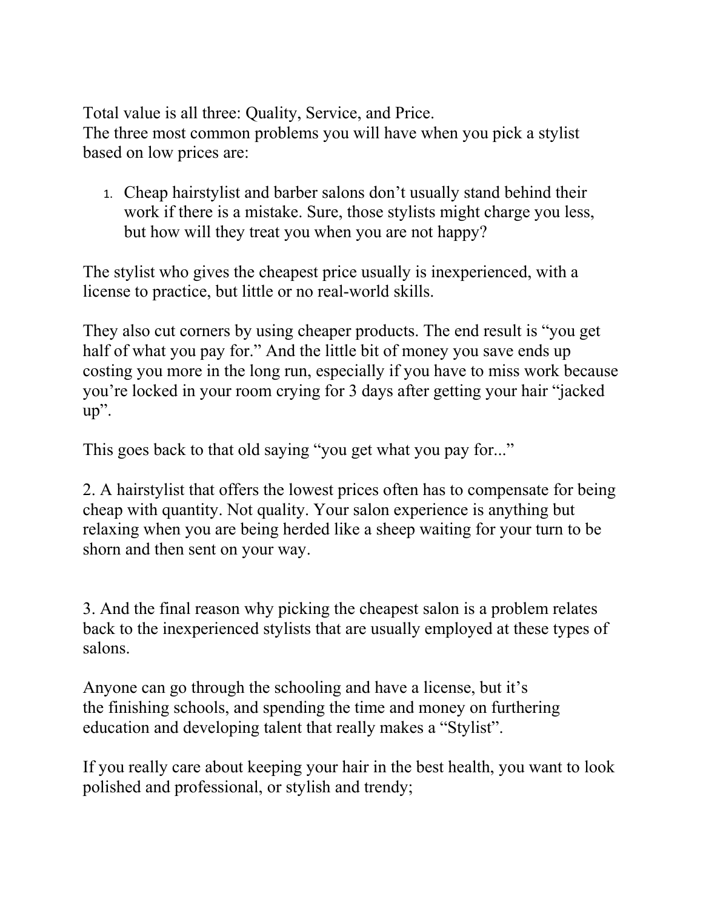Total value is all three: Quality, Service, and Price.
The three most common problems you will have when you pick a stylist based on low prices are:

1. Cheap hairstylist and barber salons don't usually stand behind their work if there is a mistake. Sure, those stylists might charge you less, but how will they treat you when you are not happy?

The stylist who gives the cheapest price usually is inexperienced, with a license to practice, but little or no real-world skills.

They also cut corners by using cheaper products. The end result is "you get half of what you pay for." And the little bit of money you save ends up costing you more in the long run, especially if you have to miss work because you're locked in your room crying for 3 days after getting your hair "jacked up".

This goes back to that old saying "you get what you pay for..."

2. A hairstylist that offers the lowest prices often has to compensate for being cheap with quantity. Not quality. Your salon experience is anything but relaxing when you are being herded like a sheep waiting for your turn to be shorn and then sent on your way.

3. And the final reason why picking the cheapest salon is a problem relates back to the inexperienced stylists that are usually employed at these types of salons.

Anyone can go through the schooling and have a license, but it's the finishing schools, and spending the time and money on furthering education and developing talent that really makes a "Stylist".

If you really care about keeping your hair in the best health, you want to look polished and professional, or stylish and trendy;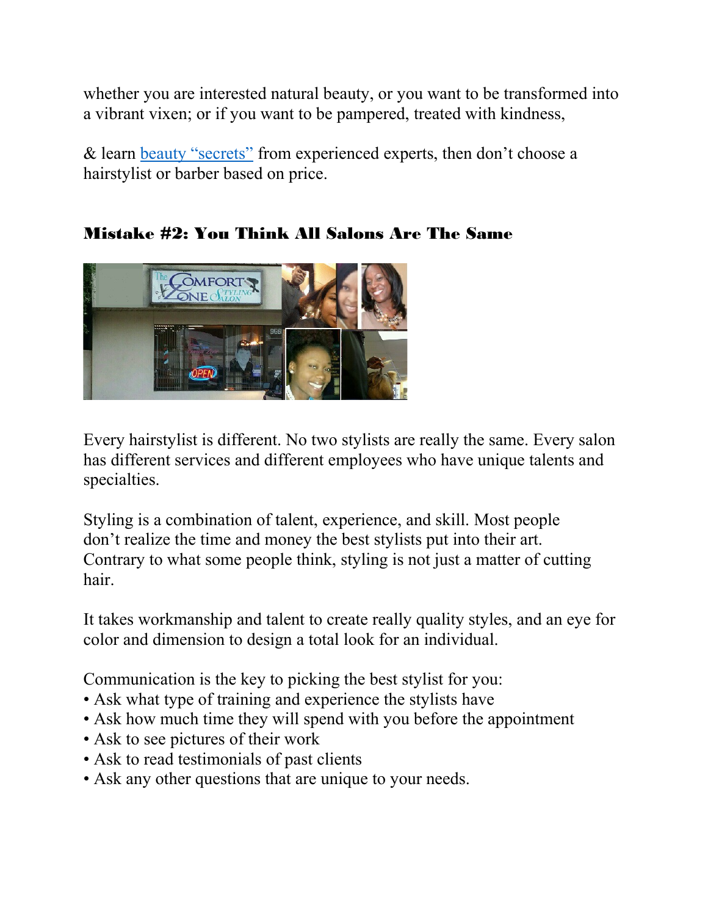whether you are interested natural beauty, or you want to be transformed into a vibrant vixen; or if you want to be pampered, treated with kindness,

& learn beauty “secrets” from experienced experts, then don’t choose a hairstylist or barber based on price.

## Mistake #2: You Think All Salons Are The Same

Every hairstylist is different. No two stylists are really the same. Every salon has different services and different employees who have unique talents and specialties.

Styling is a combination of talent, experience, and skill. Most people don’t realize the time and money the best stylists put into their art. Contrary to what some people think, styling is not just a matter of cutting hair.

It takes workmanship and talent to create really quality styles, and an eye for color and dimension to design a total look for an individual.

Communication is the key to picking the best stylist for you:

- Ask what type of training and experience the stylists have
- Ask how much time they will spend with you before the appointment
- Ask to see pictures of their work
- Ask to read testimonials of past clients
- Ask any other questions that are unique to your needs.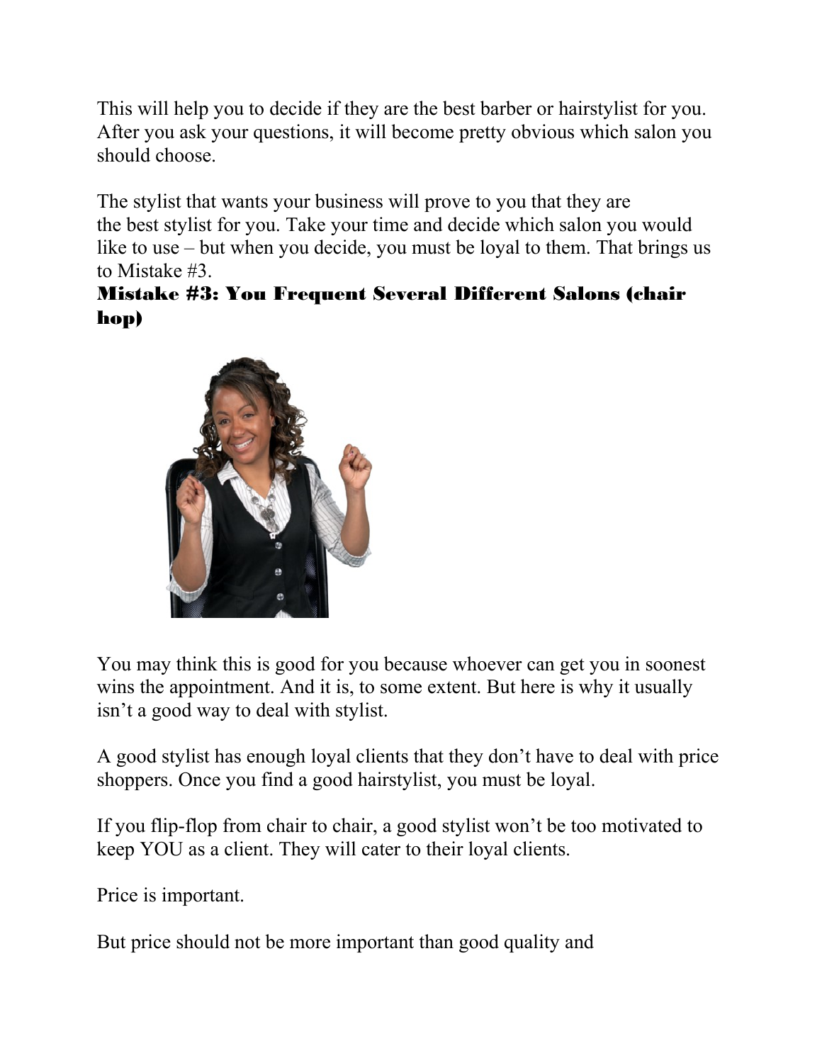This will help you to decide if they are the best barber or hairstylist for you. After you ask your questions, it will become pretty obvious which salon you should choose.

The stylist that wants your business will prove to you that they are the best stylist for you. Take your time and decide which salon you would like to use – but when you decide, you must be loyal to them. That brings us to Mistake #3.

## Mistake #3: You Frequent Several Different Salons (chair hop)

You may think this is good for you because whoever can get you in soonest wins the appointment. And it is, to some extent. But here is why it usually isn't a good way to deal with stylist.

A good stylist has enough loyal clients that they don't have to deal with price shoppers. Once you find a good hairstylist, you must be loyal.

If you flip-flop from chair to chair, a good stylist won't be too motivated to keep YOU as a client. They will cater to their loyal clients.

Price is important.

But price should not be more important than good quality and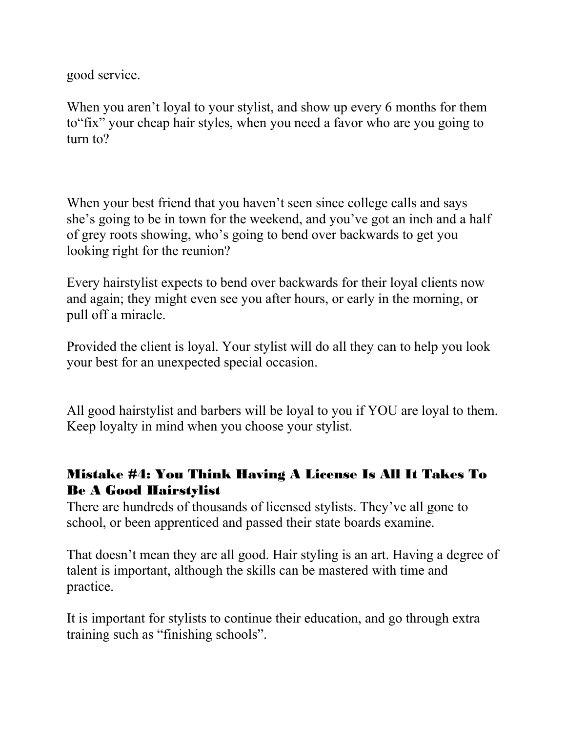good service.

When you aren't loyal to your stylist, and show up every 6 months for them to"fix" your cheap hair styles, when you need a favor who are you going to turn to?

When your best friend that you haven't seen since college calls and says she's going to be in town for the weekend, and you've got an inch and a half of grey roots showing, who's going to bend over backwards to get you looking right for the reunion?

Every hairstylist expects to bend over backwards for their loyal clients now and again; they might even see you after hours, or early in the morning, or pull off a miracle.

Provided the client is loyal. Your stylist will do all they can to help you look your best for an unexpected special occasion.

All good hairstylist and barbers will be loyal to you if YOU are loyal to them. Keep loyalty in mind when you choose your stylist.

## Mistake #4: You Think Having A License Is All It Takes To Be A Good Hairstylist

There are hundreds of thousands of licensed stylists. They've all gone to school, or been apprenticed and passed their state boards examine.

That doesn't mean they are all good. Hair styling is an art. Having a degree of talent is important, although the skills can be mastered with time and practice.

It is important for stylists to continue their education, and go through extra training such as "finishing schools".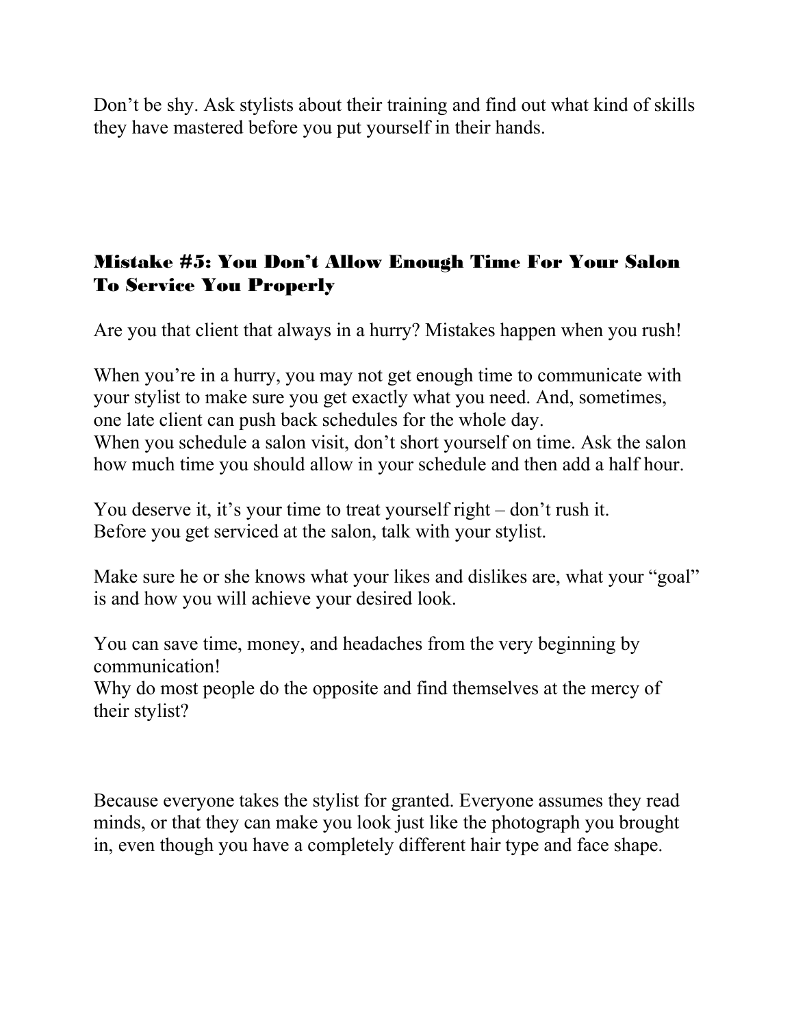Don’t be shy. Ask stylists about their training and find out what kind of skills they have mastered before you put yourself in their hands.

## Mistake #5: You Don’t Allow Enough Time For Your Salon To Service You Properly

Are you that client that always in a hurry? Mistakes happen when you rush!

When you’re in a hurry, you may not get enough time to communicate with your stylist to make sure you get exactly what you need. And, sometimes, one late client can push back schedules for the whole day.
When you schedule a salon visit, don’t short yourself on time. Ask the salon how much time you should allow in your schedule and then add a half hour.

You deserve it, it’s your time to treat yourself right – don’t rush it.
Before you get serviced at the salon, talk with your stylist.

Make sure he or she knows what your likes and dislikes are, what your “goal” is and how you will achieve your desired look.

You can save time, money, and headaches from the very beginning by communication!
Why do most people do the opposite and find themselves at the mercy of their stylist?

Because everyone takes the stylist for granted. Everyone assumes they read minds, or that they can make you look just like the photograph you brought in, even though you have a completely different hair type and face shape.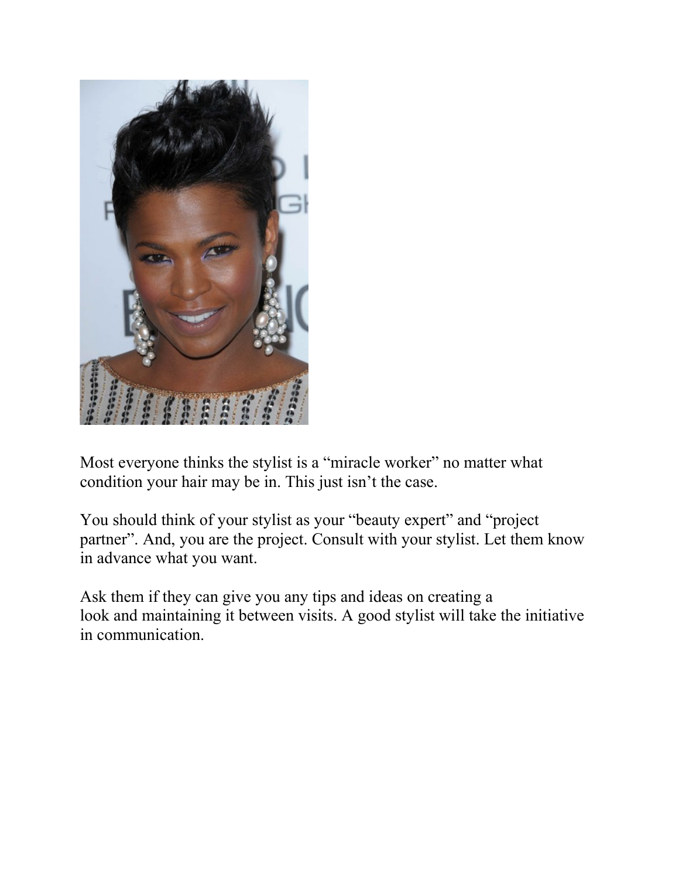Most everyone thinks the stylist is a "miracle worker" no matter what condition your hair may be in. This just isn't the case.

You should think of your stylist as your "beauty expert" and "project partner". And, you are the project. Consult with your stylist. Let them know in advance what you want.

Ask them if they can give you any tips and ideas on creating a look and maintaining it between visits. A good stylist will take the initiative in communication.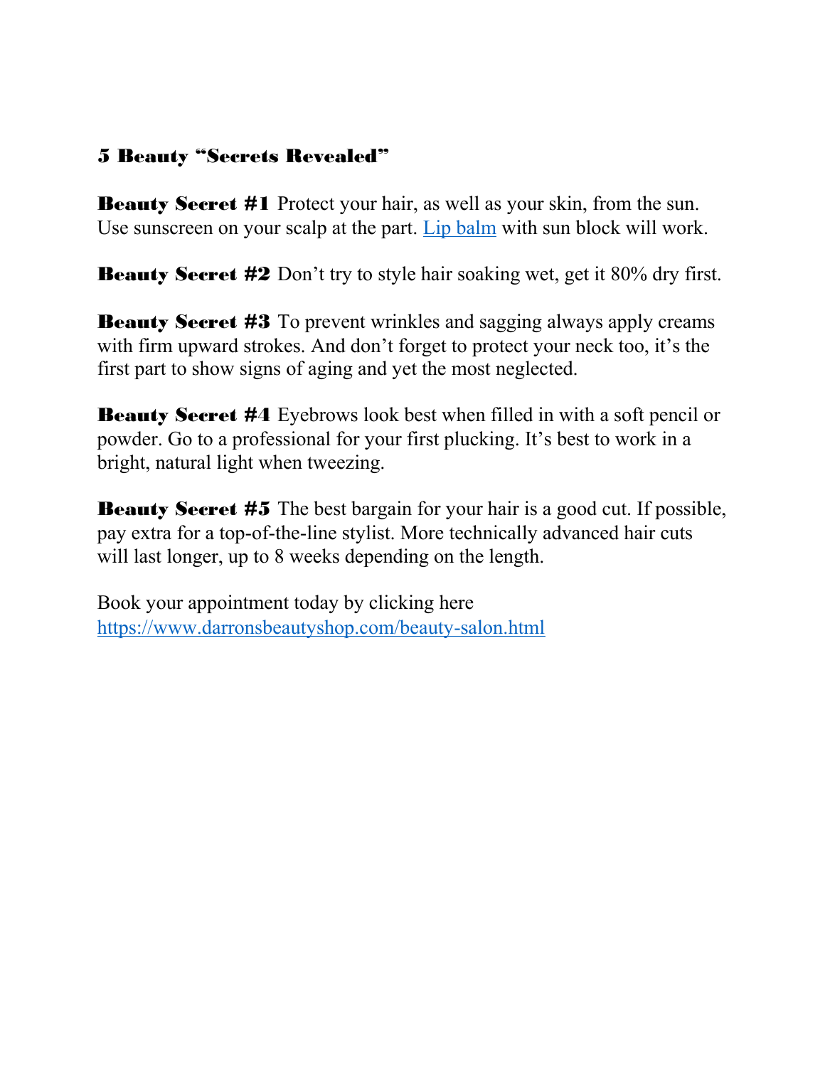## 5 Beauty "Secrets Revealed"

**Beauty Secret #1** Protect your hair, as well as your skin, from the sun. Use sunscreen on your scalp at the part. Lip balm with sun block will work.

**Beauty Secret #2** Don't try to style hair soaking wet, get it 80% dry first.

**Beauty Secret #3** To prevent wrinkles and sagging always apply creams with firm upward strokes. And don't forget to protect your neck too, it's the first part to show signs of aging and yet the most neglected.

**Beauty Secret #4** Eyebrows look best when filled in with a soft pencil or powder. Go to a professional for your first plucking. It's best to work in a bright, natural light when tweezing.

**Beauty Secret #5** The best bargain for your hair is a good cut. If possible, pay extra for a top-of-the-line stylist. More technically advanced hair cuts will last longer, up to 8 weeks depending on the length.

Book your appointment today by clicking here https://www.darronsbeautyshop.com/beauty-salon.html